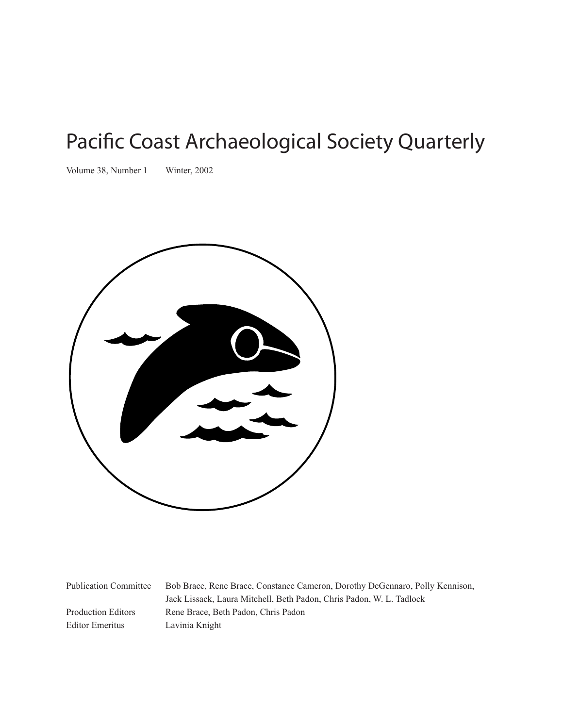# Pacific Coast Archaeological Society Quarterly

Volume 38, Number 1 Winter, 2002

| | |
|---|---|
| Publication Committee | Bob Brace, Rene Brace, Constance Cameron, Dorothy DeGennaro, Polly Kennison, Jack Lissack, Laura Mitchell, Beth Padon, Chris Padon, W. L. Tadlock |
| Production Editors | Rene Brace, Beth Padon, Chris Padon |
| Editor Emeritus | Lavinia Knight |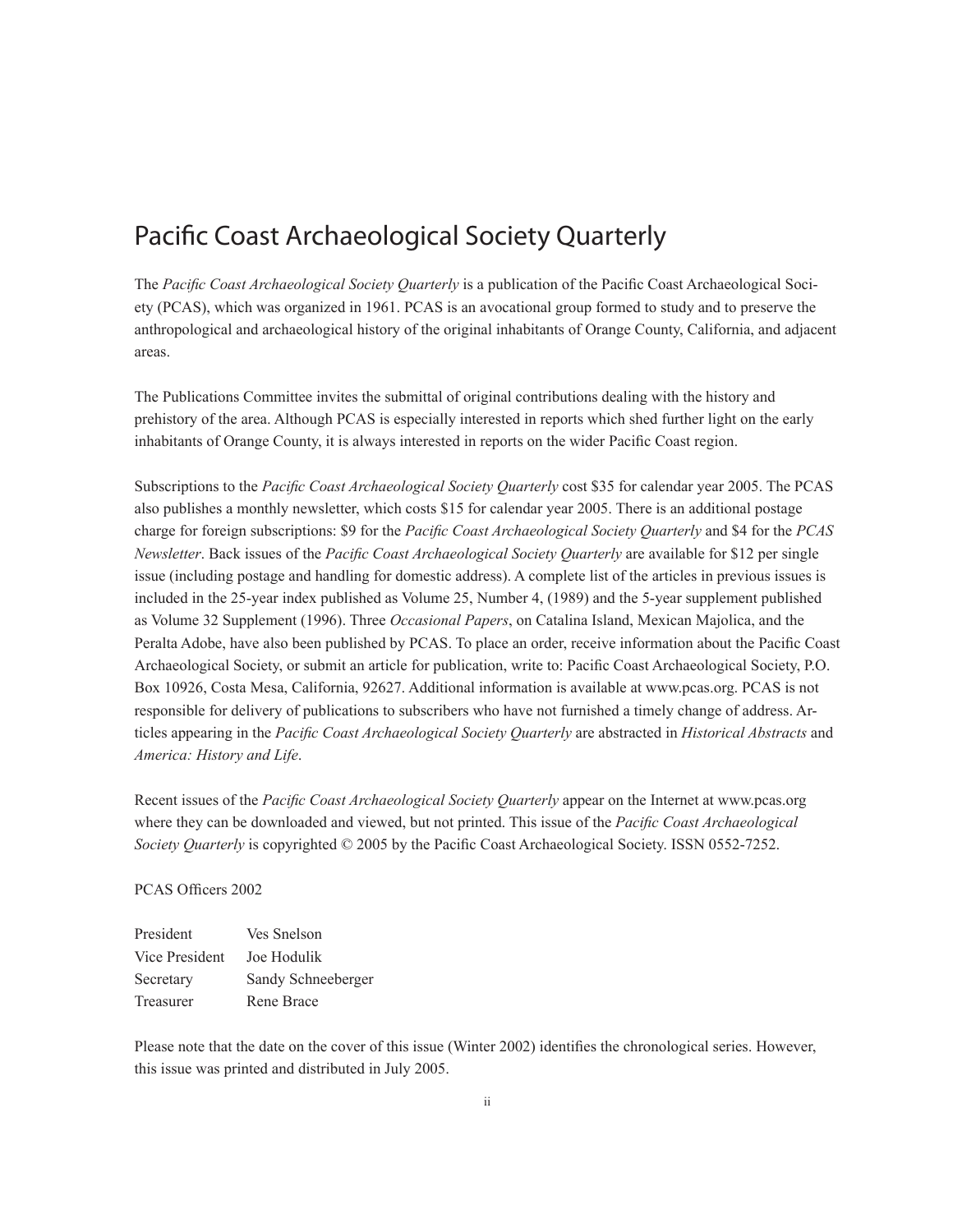# Pacific Coast Archaeological Society Quarterly

The *Pacific Coast Archaeological Society Quarterly* is a publication of the Pacific Coast Archaeological Society (PCAS), which was organized in 1961. PCAS is an avocational group formed to study and to preserve the anthropological and archaeological history of the original inhabitants of Orange County, California, and adjacent areas.

The Publications Committee invites the submittal of original contributions dealing with the history and prehistory of the area. Although PCAS is especially interested in reports which shed further light on the early inhabitants of Orange County, it is always interested in reports on the wider Pacific Coast region.

Subscriptions to the *Pacific Coast Archaeological Society Quarterly* cost $35 for calendar year 2005. The PCAS also publishes a monthly newsletter, which costs $15 for calendar year 2005. There is an additional postage charge for foreign subscriptions: $9 for the *Pacific Coast Archaeological Society Quarterly* and $4 for the *PCAS Newsletter*. Back issues of the *Pacific Coast Archaeological Society Quarterly* are available for $12 per single issue (including postage and handling for domestic address). A complete list of the articles in previous issues is included in the 25-year index published as Volume 25, Number 4, (1989) and the 5-year supplement published as Volume 32 Supplement (1996). Three *Occasional Papers*, on Catalina Island, Mexican Majolica, and the Peralta Adobe, have also been published by PCAS. To place an order, receive information about the Pacific Coast Archaeological Society, or submit an article for publication, write to: Pacific Coast Archaeological Society, P.O. Box 10926, Costa Mesa, California, 92627. Additional information is available at www.pcas.org. PCAS is not responsible for delivery of publications to subscribers who have not furnished a timely change of address. Articles appearing in the *Pacific Coast Archaeological Society Quarterly* are abstracted in *Historical Abstracts* and *America: History and Life*.

Recent issues of the *Pacific Coast Archaeological Society Quarterly* appear on the Internet at www.pcas.org where they can be downloaded and viewed, but not printed. This issue of the *Pacific Coast Archaeological Society Quarterly* is copyrighted © 2005 by the Pacific Coast Archaeological Society. ISSN 0552-7252.

PCAS Officers 2002

| | |
|---|---|
| President | Ves Snelson |
| Vice President | Joe Hodulik |
| Secretary | Sandy Schneeberger |
| Treasurer | Rene Brace |

Please note that the date on the cover of this issue (Winter 2002) identifies the chronological series. However, this issue was printed and distributed in July 2005.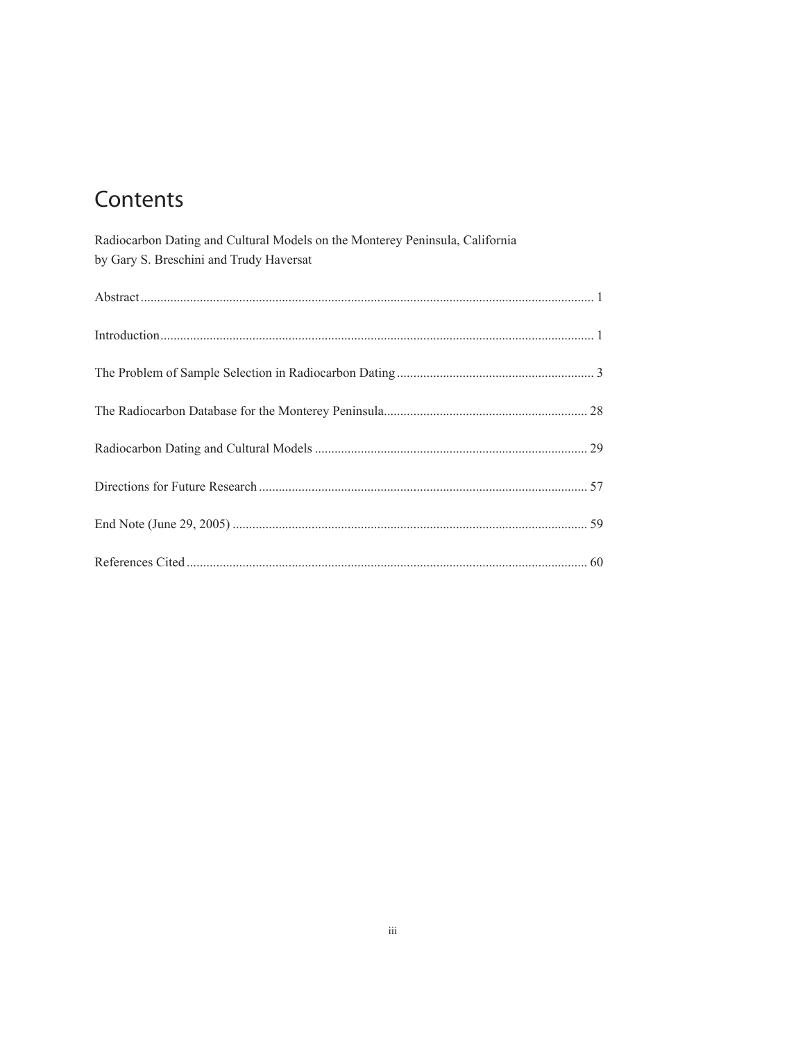# Contents

Radiocarbon Dating and Cultural Models on the Monterey Peninsula, California
by Gary S. Breschini and Trudy Haversat

Abstract ........................................................................ 1

Introduction ........................................................................ 1

The Problem of Sample Selection in Radiocarbon Dating ........................................................................ 3

The Radiocarbon Database for the Monterey Peninsula ........................................................................ 28

Radiocarbon Dating and Cultural Models ........................................................................ 29

Directions for Future Research ........................................................................ 57

End Note (June 29, 2005) ........................................................................ 59

References Cited ........................................................................ 60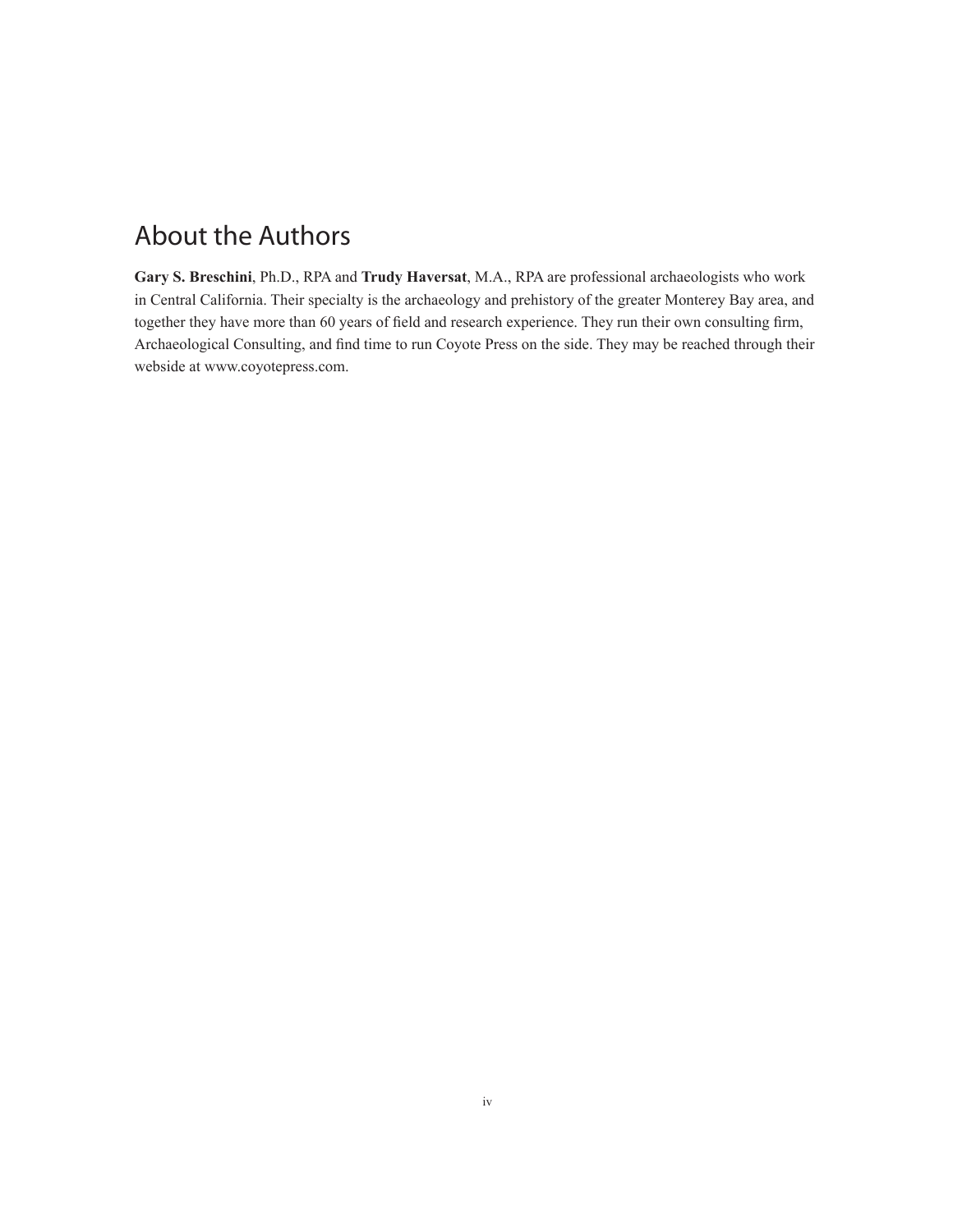# About the Authors

**Gary S. Breschini**, Ph.D., RPA and **Trudy Haversat**, M.A., RPA are professional archaeologists who work in Central California. Their specialty is the archaeology and prehistory of the greater Monterey Bay area, and together they have more than 60 years of field and research experience. They run their own consulting firm, Archaeological Consulting, and find time to run Coyote Press on the side. They may be reached through their webside at www.coyotepress.com.